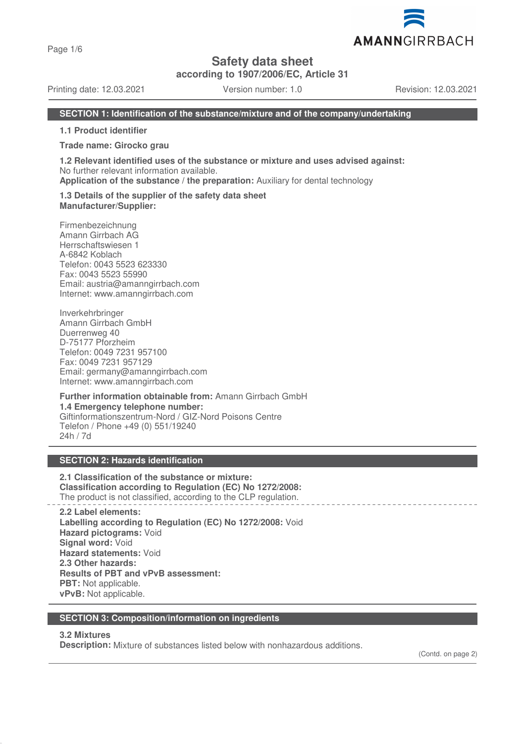# Safety data sheet

**according to 1907/2006/EC, Article 31**

Printing date: 12.03.2021 Version number: 1.0 Revision: 12.03.2021

## SECTION 1: Identification of the substance/mixture and of the company/undertaking

**1.1 Product identifier**

**Trade name: Girocko grau**

**1.2 Relevant identified uses of the substance or mixture and uses advised against:**
No further relevant information available.
**Application of the substance / the preparation:** Auxiliary for dental technology

**1.3 Details of the supplier of the safety data sheet**
**Manufacturer/Supplier:**

Firmenbezeichnung
Amann Girrbach AG
Herrschaftswiesen 1
A-6842 Koblach
Telefon: 0043 5523 623330
Fax: 0043 5523 55990
Email: austria@amanngirrbach.com
Internet: www.amanngirrbach.com

Inverkehrbringer
Amann Girrbach GmbH
Duerrenweg 40
D-75177 Pforzheim
Telefon: 0049 7231 957100
Fax: 0049 7231 957129
Email: germany@amanngirrbach.com
Internet: www.amanngirrbach.com

**Further information obtainable from:** Amann Girrbach GmbH
**1.4 Emergency telephone number:**
Giftinformationszentrum-Nord / GIZ-Nord Poisons Centre
Telefon / Phone +49 (0) 551/19240
24h / 7d

## SECTION 2: Hazards identification

**2.1 Classification of the substance or mixture:**
**Classification according to Regulation (EC) No 1272/2008:**
The product is not classified, according to the CLP regulation.

**2.2 Label elements:**
**Labelling according to Regulation (EC) No 1272/2008:** Void
**Hazard pictograms:** Void
**Signal word:** Void
**Hazard statements:** Void
**2.3 Other hazards:**
**Results of PBT and vPvB assessment:**
**PBT:** Not applicable.
**vPvB:** Not applicable.

## SECTION 3: Composition/information on ingredients

**3.2 Mixtures**
**Description:** Mixture of substances listed below with nonhazardous additions.

(Contd. on page 2)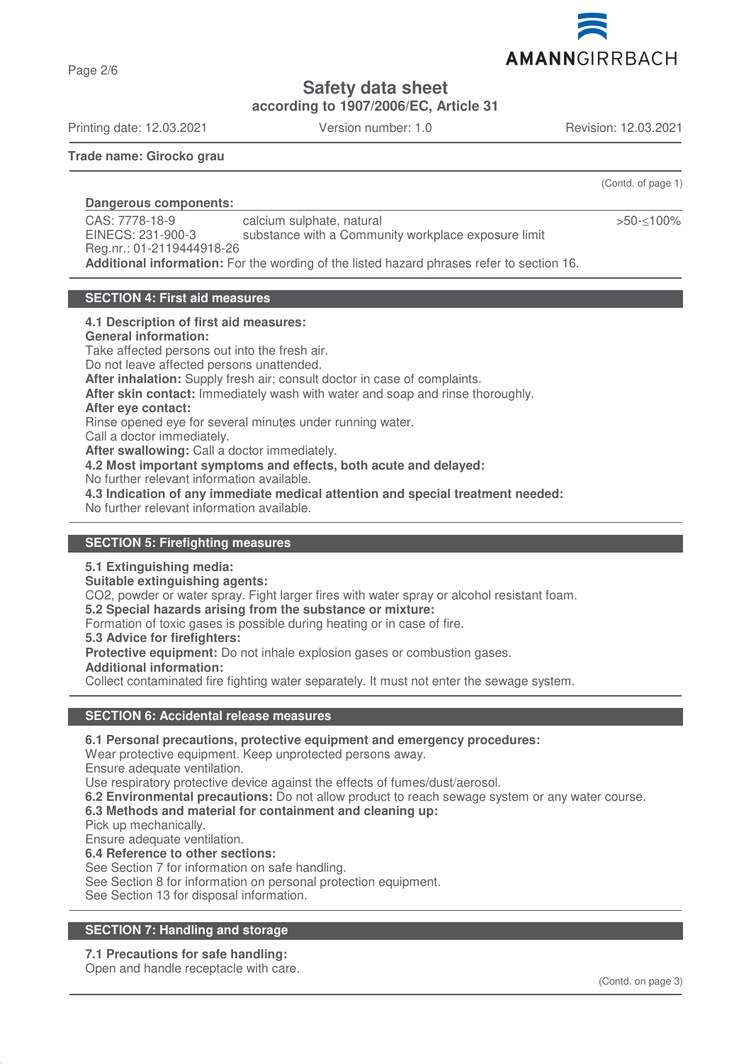Safety data sheet

according to 1907/2006/EC, Article 31

Printing date: 12.03.2021 Version number: 1.0 Revision: 12.03.2021

**Trade name: Girocko grau**

(Contd. of page 1)

**Dangerous components:**

| | | |
|---|---|---|
| CAS: 7778-18-9<br>EINECS: 231-900-3<br>Reg.nr.: 01-2119444918-26 | calcium sulphate, natural<br>substance with a Community workplace exposure limit | >50-≤100% |

**Additional information:** For the wording of the listed hazard phrases refer to section 16.

## SECTION 4: First aid measures

**4.1 Description of first aid measures:**

**General information:**

Take affected persons out into the fresh air.

Do not leave affected persons unattended.

**After inhalation:** Supply fresh air; consult doctor in case of complaints.

**After skin contact:** Immediately wash with water and soap and rinse thoroughly.

**After eye contact:**

Rinse opened eye for several minutes under running water.

Call a doctor immediately.

**After swallowing:** Call a doctor immediately.

**4.2 Most important symptoms and effects, both acute and delayed:**

No further relevant information available.

**4.3 Indication of any immediate medical attention and special treatment needed:**

No further relevant information available.

## SECTION 5: Firefighting measures

**5.1 Extinguishing media:**

**Suitable extinguishing agents:**

$CO_2$, powder or water spray. Fight larger fires with water spray or alcohol resistant foam.

**5.2 Special hazards arising from the substance or mixture:**

Formation of toxic gases is possible during heating or in case of fire.

**5.3 Advice for firefighters:**

**Protective equipment:** Do not inhale explosion gases or combustion gases.

**Additional information:**

Collect contaminated fire fighting water separately. It must not enter the sewage system.

## SECTION 6: Accidental release measures

**6.1 Personal precautions, protective equipment and emergency procedures:**

Wear protective equipment. Keep unprotected persons away.

Ensure adequate ventilation.

Use respiratory protective device against the effects of fumes/dust/aerosol.

**6.2 Environmental precautions:** Do not allow product to reach sewage system or any water course.

**6.3 Methods and material for containment and cleaning up:**

Pick up mechanically.

Ensure adequate ventilation.

**6.4 Reference to other sections:**

See Section 7 for information on safe handling.

See Section 8 for information on personal protection equipment.

See Section 13 for disposal information.

## SECTION 7: Handling and storage

**7.1 Precautions for safe handling:**

Open and handle receptacle with care.

(Contd. on page 3)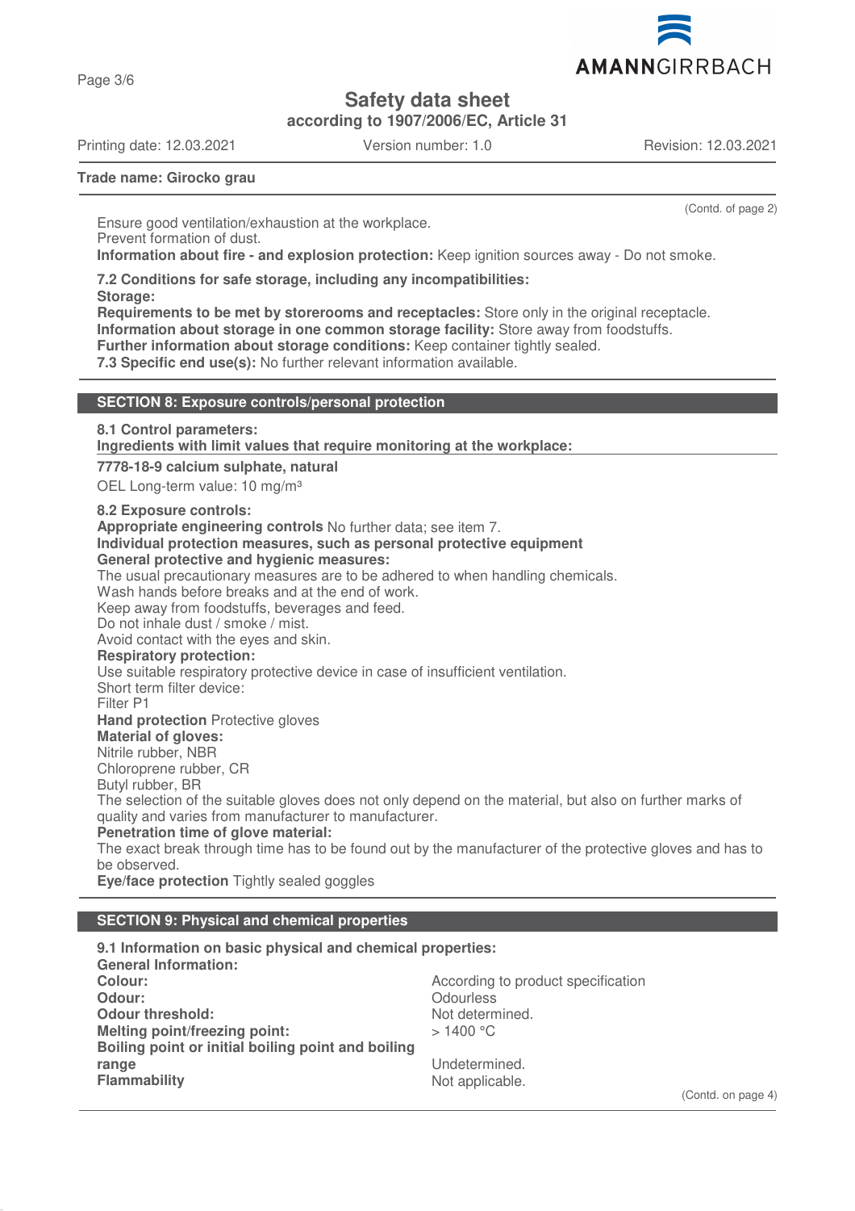**Trade name: Girocko grau**

(Contd. of page 2)

Ensure good ventilation/exhaustion at the workplace.
Prevent formation of dust.
**Information about fire - and explosion protection:** Keep ignition sources away - Do not smoke.

**7.2 Conditions for safe storage, including any incompatibilities:**
**Storage:**
**Requirements to be met by storerooms and receptacles:** Store only in the original receptacle.
**Information about storage in one common storage facility:** Store away from foodstuffs.
**Further information about storage conditions:** Keep container tightly sealed.
**7.3 Specific end use(s):** No further relevant information available.

## SECTION 8: Exposure controls/personal protection

**8.1 Control parameters:**
**Ingredients with limit values that require monitoring at the workplace:**

**7778-18-9 calcium sulphate, natural**
OEL Long-term value: 10 mg/m³

**8.2 Exposure controls:**
**Appropriate engineering controls** No further data; see item 7.
**Individual protection measures, such as personal protective equipment**
**General protective and hygienic measures:**
The usual precautionary measures are to be adhered to when handling chemicals.
Wash hands before breaks and at the end of work.
Keep away from foodstuffs, beverages and feed.
Do not inhale dust / smoke / mist.
Avoid contact with the eyes and skin.
**Respiratory protection:**
Use suitable respiratory protective device in case of insufficient ventilation.
Short term filter device:
Filter P1
**Hand protection** Protective gloves
**Material of gloves:**
Nitrile rubber, NBR
Chloroprene rubber, CR
Butyl rubber, BR
The selection of the suitable gloves does not only depend on the material, but also on further marks of quality and varies from manufacturer to manufacturer.
**Penetration time of glove material:**
The exact break through time has to be found out by the manufacturer of the protective gloves and has to be observed.
**Eye/face protection** Tightly sealed goggles

## SECTION 9: Physical and chemical properties

**9.1 Information on basic physical and chemical properties:**
**General Information:**

| | |
|---|---|
| **Colour:** | According to product specification |
| **Odour:** | Odourless |
| **Odour threshold:** | Not determined. |
| **Melting point/freezing point:** | > 1400 °C |
| **Boiling point or initial boiling point and boiling range** | Undetermined. |
| **Flammability** | Not applicable. |

(Contd. on page 4)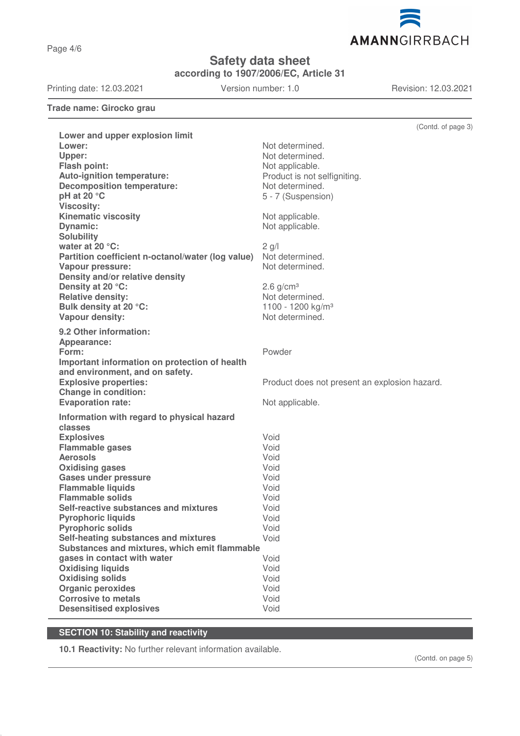**Trade name: Girocko grau**

(Contd. of page 3)

| | |
|---|---|
| **Lower and upper explosion limit** | |
| **Lower:** | Not determined. |
| **Upper:** | Not determined. |
| **Flash point:** | Not applicable. |
| **Auto-ignition temperature:** | Product is not selfigniting. |
| **Decomposition temperature:** | Not determined. |
| **pH at 20 °C** | 5 - 7 (Suspension) |
| **Viscosity:** | |
| **Kinematic viscosity** | Not applicable. |
| **Dynamic:** | Not applicable. |
| **Solubility** | |
| **water at 20 °C:** | 2 g/l |
| **Partition coefficient n-octanol/water (log value)** | Not determined. |
| **Vapour pressure:** | Not determined. |
| **Density and/or relative density** | |
| **Density at 20 °C:** | 2.6 g/cm³ |
| **Relative density:** | Not determined. |
| **Bulk density at 20 °C:** | 1100 - 1200 kg/m³ |
| **Vapour density:** | Not determined. |

| | |
|---|---|
| **9.2 Other information:** | |
| **Appearance:** | |
| **Form:** | Powder |
| **Important information on protection of health and environment, and on safety.** | |
| **Explosive properties:** | Product does not present an explosion hazard. |
| **Change in condition:** | |
| **Evaporation rate:** | Not applicable. |

| | |
|---|---|
| **Information with regard to physical hazard classes** | |
| **Explosives** | Void |
| **Flammable gases** | Void |
| **Aerosols** | Void |
| **Oxidising gases** | Void |
| **Gases under pressure** | Void |
| **Flammable liquids** | Void |
| **Flammable solids** | Void |
| **Self-reactive substances and mixtures** | Void |
| **Pyrophoric liquids** | Void |
| **Pyrophoric solids** | Void |
| **Self-heating substances and mixtures** | Void |
| **Substances and mixtures, which emit flammable gases in contact with water** | Void |
| **Oxidising liquids** | Void |
| **Oxidising solids** | Void |
| **Organic peroxides** | Void |
| **Corrosive to metals** | Void |
| **Desensitised explosives** | Void |

## SECTION 10: Stability and reactivity

**10.1 Reactivity:** No further relevant information available.

(Contd. on page 5)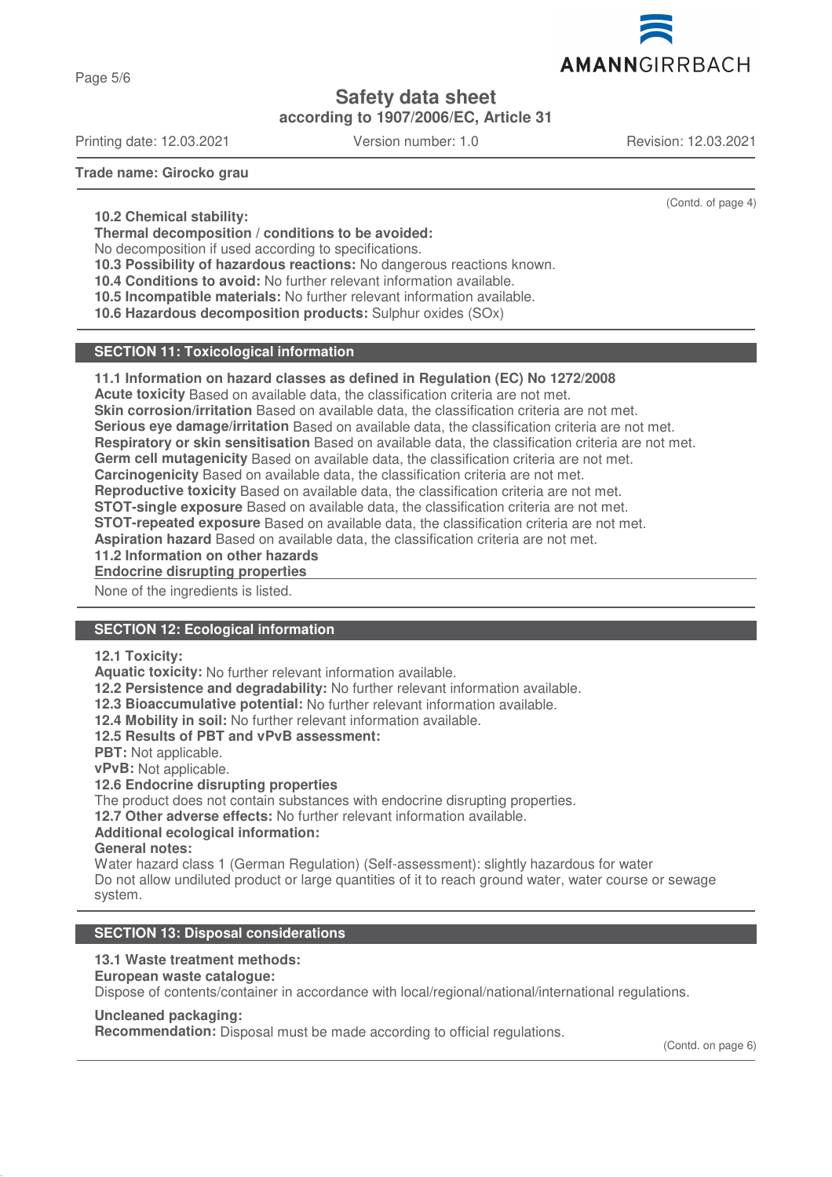Trade name: Girocko grau

(Contd. of page 4)

**10.2 Chemical stability:**
**Thermal decomposition / conditions to be avoided:**
No decomposition if used according to specifications.
**10.3 Possibility of hazardous reactions:** No dangerous reactions known.
**10.4 Conditions to avoid:** No further relevant information available.
**10.5 Incompatible materials:** No further relevant information available.
**10.6 Hazardous decomposition products:** Sulphur oxides (SOx)

## SECTION 11: Toxicological information

**11.1 Information on hazard classes as defined in Regulation (EC) No 1272/2008**
**Acute toxicity** Based on available data, the classification criteria are not met.
**Skin corrosion/irritation** Based on available data, the classification criteria are not met.
**Serious eye damage/irritation** Based on available data, the classification criteria are not met.
**Respiratory or skin sensitisation** Based on available data, the classification criteria are not met.
**Germ cell mutagenicity** Based on available data, the classification criteria are not met.
**Carcinogenicity** Based on available data, the classification criteria are not met.
**Reproductive toxicity** Based on available data, the classification criteria are not met.
**STOT-single exposure** Based on available data, the classification criteria are not met.
**STOT-repeated exposure** Based on available data, the classification criteria are not met.
**Aspiration hazard** Based on available data, the classification criteria are not met.
**11.2 Information on other hazards**
**Endocrine disrupting properties**

None of the ingredients is listed.

## SECTION 12: Ecological information

**12.1 Toxicity:**
**Aquatic toxicity:** No further relevant information available.
**12.2 Persistence and degradability:** No further relevant information available.
**12.3 Bioaccumulative potential:** No further relevant information available.
**12.4 Mobility in soil:** No further relevant information available.
**12.5 Results of PBT and vPvB assessment:**
**PBT:** Not applicable.
**vPvB:** Not applicable.
**12.6 Endocrine disrupting properties**
The product does not contain substances with endocrine disrupting properties.
**12.7 Other adverse effects:** No further relevant information available.
**Additional ecological information:**
**General notes:**
Water hazard class 1 (German Regulation) (Self-assessment): slightly hazardous for water
Do not allow undiluted product or large quantities of it to reach ground water, water course or sewage system.

## SECTION 13: Disposal considerations

**13.1 Waste treatment methods:**
**European waste catalogue:**
Dispose of contents/container in accordance with local/regional/national/international regulations.

**Uncleaned packaging:**
**Recommendation:** Disposal must be made according to official regulations.

(Contd. on page 6)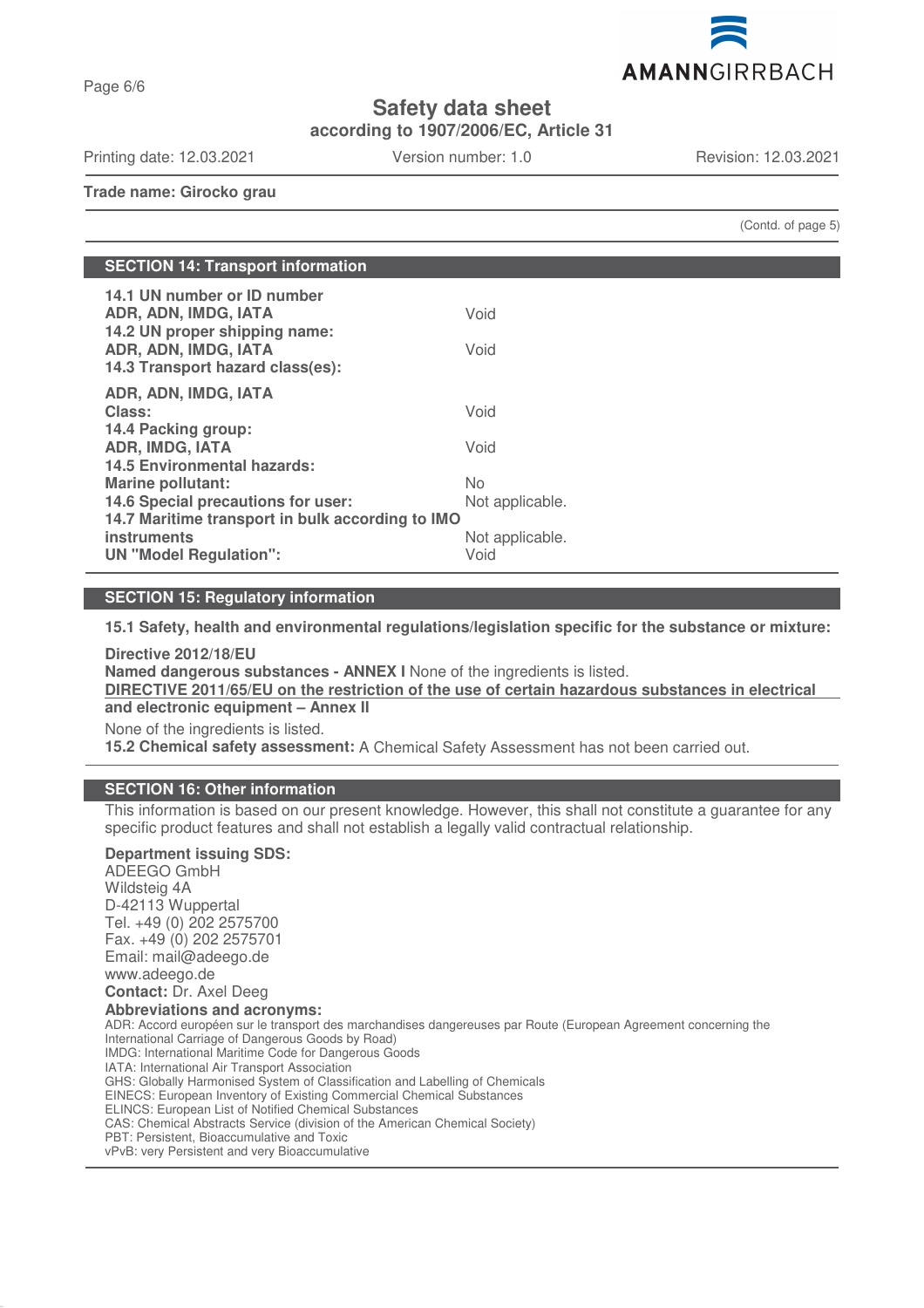**Trade name: Girocko grau**

(Contd. of page 5)

## SECTION 14: Transport information

| | |
|---|---|
| **14.1 UN number or ID number** | |
| **ADR, ADN, IMDG, IATA** | Void |
| **14.2 UN proper shipping name:** | |
| **ADR, ADN, IMDG, IATA** | Void |
| **14.3 Transport hazard class(es):** | |
| **ADR, ADN, IMDG, IATA** | |
| **Class:** | Void |
| **14.4 Packing group:** | |
| **ADR, IMDG, IATA** | Void |
| **14.5 Environmental hazards:** | |
| **Marine pollutant:** | No |
| **14.6 Special precautions for user:** | Not applicable. |
| **14.7 Maritime transport in bulk according to IMO instruments** | Not applicable. |
| **UN "Model Regulation":** | Void |

## SECTION 15: Regulatory information

**15.1 Safety, health and environmental regulations/legislation specific for the substance or mixture:**

**Directive 2012/18/EU**

**Named dangerous substances - ANNEX I** None of the ingredients is listed.

**DIRECTIVE 2011/65/EU on the restriction of the use of certain hazardous substances in electrical and electronic equipment – Annex II**

None of the ingredients is listed.

**15.2 Chemical safety assessment:** A Chemical Safety Assessment has not been carried out.

## SECTION 16: Other information

This information is based on our present knowledge. However, this shall not constitute a guarantee for any specific product features and shall not establish a legally valid contractual relationship.

**Department issuing SDS:**
ADEEGO GmbH
Wildsteig 4A
D-42113 Wuppertal
Tel. +49 (0) 202 2575700
Fax. +49 (0) 202 2575701
Email: mail@adeego.de
www.adeego.de
**Contact:** Dr. Axel Deeg

**Abbreviations and acronyms:**
ADR: Accord européen sur le transport des marchandises dangereuses par Route (European Agreement concerning the International Carriage of Dangerous Goods by Road)
IMDG: International Maritime Code for Dangerous Goods
IATA: International Air Transport Association
GHS: Globally Harmonised System of Classification and Labelling of Chemicals
EINECS: European Inventory of Existing Commercial Chemical Substances
ELINCS: European List of Notified Chemical Substances
CAS: Chemical Abstracts Service (division of the American Chemical Society)
PBT: Persistent, Bioaccumulative and Toxic
vPvB: very Persistent and very Bioaccumulative